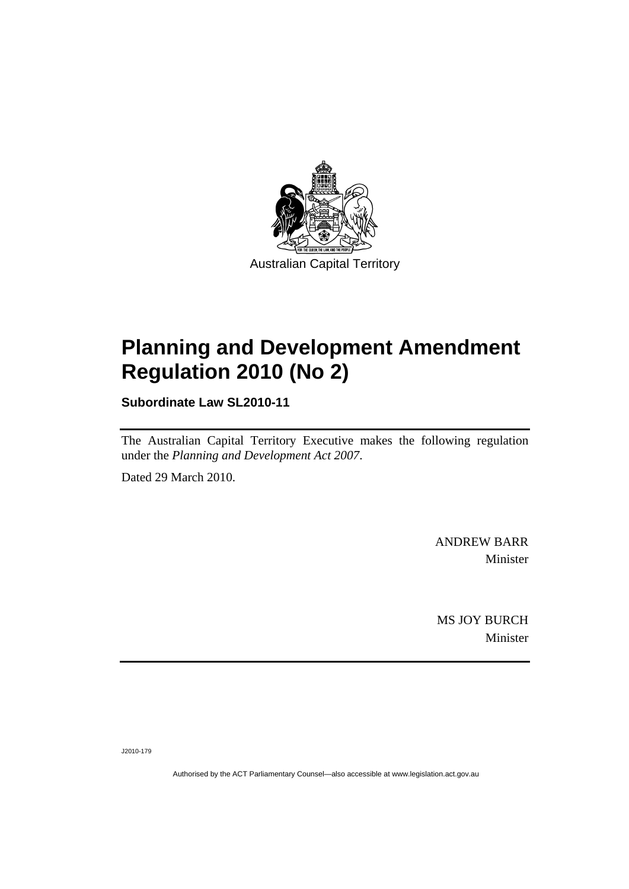Australian Capital Territory

# Planning and Development Amendment Regulation 2010 (No 2)

**Subordinate Law SL2010-11**

The Australian Capital Territory Executive makes the following regulation under the *Planning and Development Act 2007*.

Dated 29 March 2010.

ANDREW BARR
Minister

MS JOY BURCH
Minister

J2010-179

Authorised by the ACT Parliamentary Counsel—also accessible at www.legislation.act.gov.au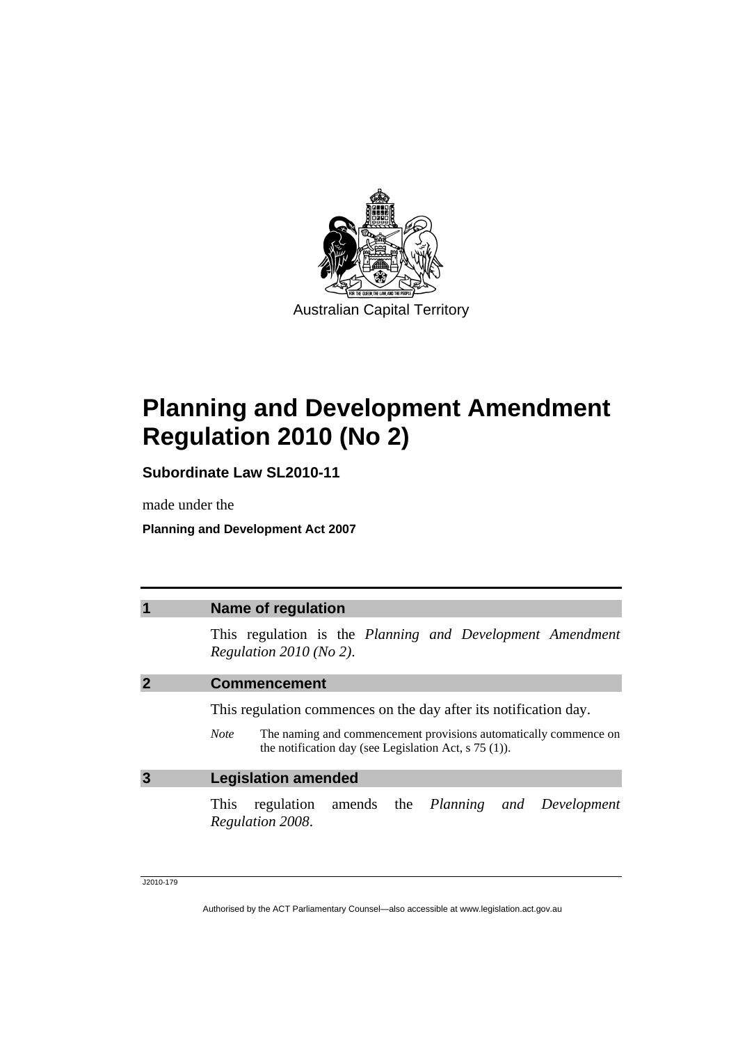Australian Capital Territory

# Planning and Development Amendment Regulation 2010 (No 2)

**Subordinate Law SL2010-11**

made under the

**Planning and Development Act 2007**

## 1 Name of regulation

This regulation is the *Planning and Development Amendment Regulation 2010 (No 2)*.

## 2 Commencement

This regulation commences on the day after its notification day.

*Note* The naming and commencement provisions automatically commence on the notification day (see Legislation Act, s 75 (1)).

## 3 Legislation amended

This regulation amends the *Planning and Development Regulation 2008*.

J2010-179

Authorised by the ACT Parliamentary Counsel—also accessible at www.legislation.act.gov.au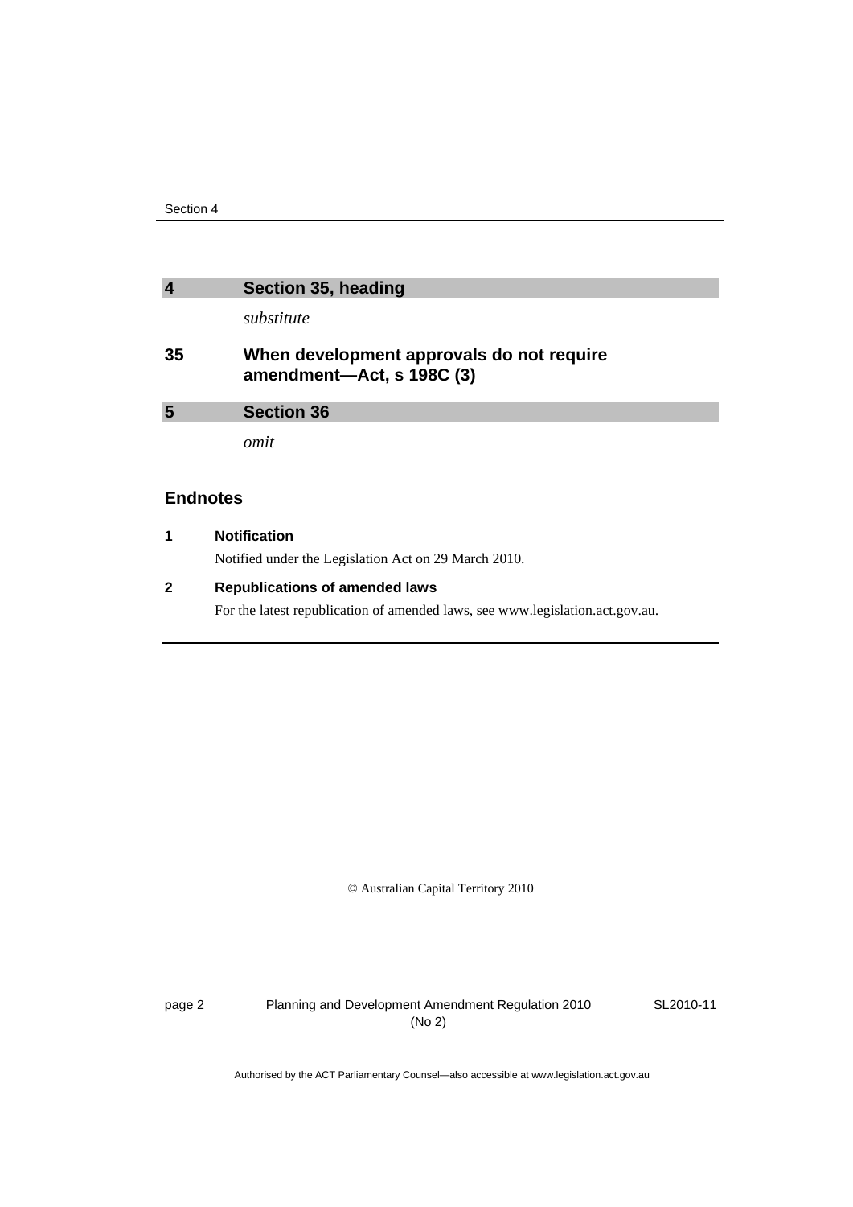## 4 Section 35, heading

*substitute*

### 35 When development approvals do not require amendment—Act, s 198C (3)

## 5 Section 36

*omit*

## Endnotes

**1 Notification**

Notified under the Legislation Act on 29 March 2010.

**2 Republications of amended laws**

For the latest republication of amended laws, see www.legislation.act.gov.au.

© Australian Capital Territory 2010